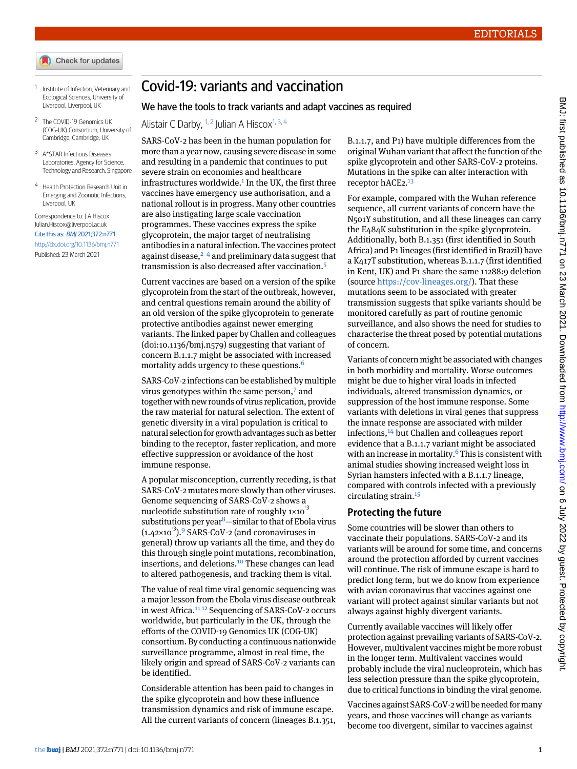# Covid-19: variants and vaccination

## We have the tools to track variants and adapt vaccines as required

Alistair C Darby,[1,2] Julian A Hiscox[1,3,4]

[1] Institute of Infection, Veterinary and Ecological Sciences, University of Liverpool, Liverpool, UK

[2] The COVID-19 Genomics UK (COG-UK) Consortium, University of Cambridge, Cambridge, UK

[3] A*STAR Infectious Diseases Laboratories, Agency for Science, Technology and Research, Singapore

[4] Health Protection Research Unit in Emerging and Zoonotic Infections, Liverpool, UK

Correspondence to: J A Hiscox Julian.Hiscox@liverpool.ac.uk

Cite this as: *BMJ* 2021;372:n771

http://dx.doi.org/10.1136/bmj.n771

Published: 23 March 2021

SARS-CoV-2 has been in the human population for more than a year now, causing severe disease in some and resulting in a pandemic that continues to put severe strain on economies and healthcare infrastructures worldwide.[1] In the UK, the first three vaccines have emergency use authorisation, and a national rollout is in progress. Many other countries are also instigating large scale vaccination programmes. These vaccines express the spike glycoprotein, the major target of neutralising antibodies in a natural infection. The vaccines protect against disease,[2-4] and preliminary data suggest that transmission is also decreased after vaccination.[5]

Current vaccines are based on a version of the spike glycoprotein from the start of the outbreak, however, and central questions remain around the ability of an old version of the spike glycoprotein to generate protective antibodies against newer emerging variants. The linked paper by Challen and colleagues (doi:10.1136/bmj.n579) suggesting that variant of concern B.1.1.7 might be associated with increased mortality adds urgency to these questions.[6]

SARS-CoV-2 infections can be established by multiple virus genotypes within the same person,[7] and together with new rounds of virus replication, provide the raw material for natural selection. The extent of genetic diversity in a viral population is critical to natural selection for growth advantages such as better binding to the receptor, faster replication, and more effective suppression or avoidance of the host immune response.

A popular misconception, currently receding, is that SARS-CoV-2 mutates more slowly than other viruses. Genome sequencing of SARS-CoV-2 shows a nucleotide substitution rate of roughly $1\times10^{-3}$ substitutions per year[8]—similar to that of Ebola virus ($1.42\times10^{-3}$).[9] SARS-CoV-2 (and coronaviruses in general) throw up variants all the time, and they do this through single point mutations, recombination, insertions, and deletions.[10] These changes can lead to altered pathogenesis, and tracking them is vital.

The value of real time viral genomic sequencing was a major lesson from the Ebola virus disease outbreak in west Africa.[11,12] Sequencing of SARS-CoV-2 occurs worldwide, but particularly in the UK, through the efforts of the COVID-19 Genomics UK (COG-UK) consortium. By conducting a continuous nationwide surveillance programme, almost in real time, the likely origin and spread of SARS-CoV-2 variants can be identified.

Considerable attention has been paid to changes in the spike glycoprotein and how these influence transmission dynamics and risk of immune escape. All the current variants of concern (lineages B.1.351, B.1.1.7, and P1) have multiple differences from the original Wuhan variant that affect the function of the spike glycoprotein and other SARS-CoV-2 proteins. Mutations in the spike can alter interaction with receptor hACE2.[13]

For example, compared with the Wuhan reference sequence, all current variants of concern have the N501Y substitution, and all these lineages can carry the E484K substitution in the spike glycoprotein. Additionally, both B.1.351 (first identified in South Africa) and P1 lineages (first identified in Brazil) have a K417T substitution, whereas B.1.1.7 (first identified in Kent, UK) and P1 share the same 11288:9 deletion (source https://cov-lineages.org/). That these mutations seem to be associated with greater transmission suggests that spike variants should be monitored carefully as part of routine genomic surveillance, and also shows the need for studies to characterise the threat posed by potential mutations of concern.

Variants of concern might be associated with changes in both morbidity and mortality. Worse outcomes might be due to higher viral loads in infected individuals, altered transmission dynamics, or suppression of the host immune response. Some variants with deletions in viral genes that suppress the innate response are associated with milder infections,[14] but Challen and colleagues report evidence that a B.1.1.7 variant might be associated with an increase in mortality.[6] This is consistent with animal studies showing increased weight loss in Syrian hamsters infected with a B.1.1.7 lineage, compared with controls infected with a previously circulating strain.[15]

## Protecting the future

Some countries will be slower than others to vaccinate their populations. SARS-CoV-2 and its variants will be around for some time, and concerns around the protection afforded by current vaccines will continue. The risk of immune escape is hard to predict long term, but we do know from experience with avian coronavirus that vaccines against one variant will protect against similar variants but not always against highly divergent variants.

Currently available vaccines will likely offer protection against prevailing variants of SARS-CoV-2. However, multivalent vaccines might be more robust in the longer term. Multivalent vaccines would probably include the viral nucleoprotein, which has less selection pressure than the spike glycoprotein, due to critical functions in binding the viral genome.

Vaccines against SARS-CoV-2 will be needed for many years, and those vaccines will change as variants become too divergent, similar to vaccines against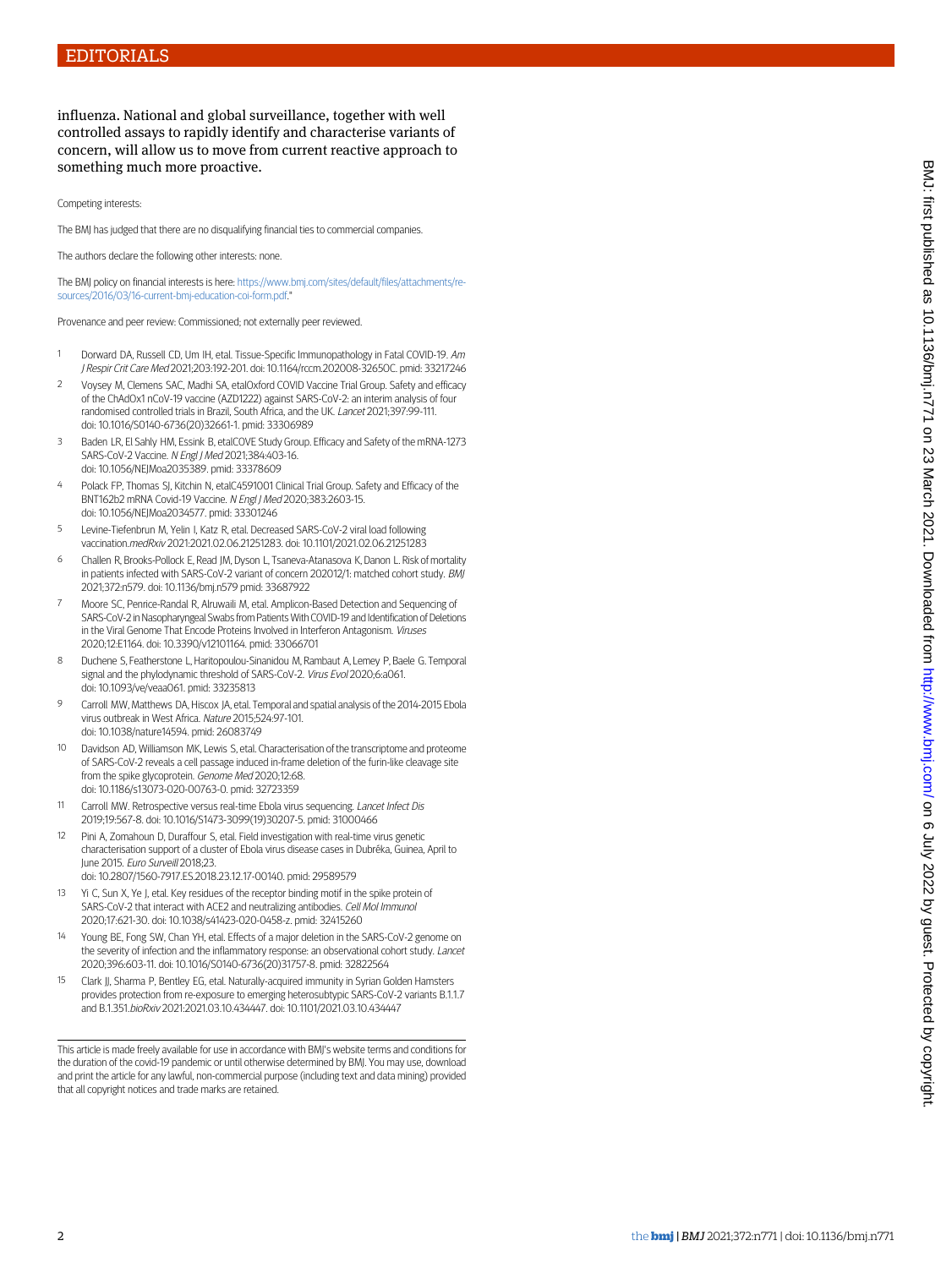influenza. National and global surveillance, together with well controlled assays to rapidly identify and characterise variants of concern, will allow us to move from current reactive approach to something much more proactive.

Competing interests:

The BMJ has judged that there are no disqualifying financial ties to commercial companies.

The authors declare the following other interests: none.

The BMJ policy on financial interests is here: https://www.bmj.com/sites/default/files/attachments/resources/2016/03/16-current-bmj-education-coi-form.pdf."

Provenance and peer review: Commissioned; not externally peer reviewed.

1. Dorward DA, Russell CD, Um IH, etal. Tissue-Specific Immunopathology in Fatal COVID-19. *Am J Respir Crit Care Med* 2021;203:192-201. doi: 10.1164/rccm.202008-3265OC. pmid: 33217246
2. Voysey M, Clemens SAC, Madhi SA, etalOxford COVID Vaccine Trial Group. Safety and efficacy of the ChAdOx1 nCoV-19 vaccine (AZD1222) against SARS-CoV-2: an interim analysis of four randomised controlled trials in Brazil, South Africa, and the UK. *Lancet* 2021;397:99-111. doi: 10.1016/S0140-6736(20)32661-1. pmid: 33306989
3. Baden LR, El Sahly HM, Essink B, etalCOVE Study Group. Efficacy and Safety of the mRNA-1273 SARS-CoV-2 Vaccine. *N Engl J Med* 2021;384:403-16. doi: 10.1056/NEJMoa2035389. pmid: 33378609
4. Polack FP, Thomas SJ, Kitchin N, etalC4591001 Clinical Trial Group. Safety and Efficacy of the BNT162b2 mRNA Covid-19 Vaccine. *N Engl J Med* 2020;383:2603-15. doi: 10.1056/NEJMoa2034577. pmid: 33301246
5. Levine-Tiefenbrun M, Yelin I, Katz R, etal. Decreased SARS-CoV-2 viral load following vaccination.*medRxiv* 2021:2021.02.06.21251283. doi: 10.1101/2021.02.06.21251283
6. Challen R, Brooks-Pollock E, Read JM, Dyson L, Tsaneva-Atanasova K, Danon L. Risk of mortality in patients infected with SARS-CoV-2 variant of concern 202012/1: matched cohort study. *BMJ* 2021;372:n579. doi: 10.1136/bmj.n579 pmid: 33687922
7. Moore SC, Penrice-Randal R, Alruwaili M, etal. Amplicon-Based Detection and Sequencing of SARS-CoV-2 in Nasopharyngeal Swabs from Patients With COVID-19 and Identification of Deletions in the Viral Genome That Encode Proteins Involved in Interferon Antagonism. *Viruses* 2020;12:E1164. doi: 10.3390/v12101164. pmid: 33066701
8. Duchene S, Featherstone L, Haritopoulou-Sinanidou M, Rambaut A, Lemey P, Baele G. Temporal signal and the phylodynamic threshold of SARS-CoV-2. *Virus Evol* 2020;6:a061. doi: 10.1093/ve/veaa061. pmid: 33235813
9. Carroll MW, Matthews DA, Hiscox JA, etal. Temporal and spatial analysis of the 2014-2015 Ebola virus outbreak in West Africa. *Nature* 2015;524:97-101. doi: 10.1038/nature14594. pmid: 26083749
10. Davidson AD, Williamson MK, Lewis S, etal. Characterisation of the transcriptome and proteome of SARS-CoV-2 reveals a cell passage induced in-frame deletion of the furin-like cleavage site from the spike glycoprotein. *Genome Med* 2020;12:68. doi: 10.1186/s13073-020-00763-0. pmid: 32723359
11. Carroll MW. Retrospective versus real-time Ebola virus sequencing. *Lancet Infect Dis* 2019;19:567-8. doi: 10.1016/S1473-3099(19)30207-5. pmid: 31000466
12. Pini A, Zomahoun D, Duraffour S, etal. Field investigation with real-time virus genetic characterisation support of a cluster of Ebola virus disease cases in Dubréka, Guinea, April to June 2015. *Euro Surveill* 2018;23. doi: 10.2807/1560-7917.ES.2018.23.12.17-00140. pmid: 29589579
13. Yi C, Sun X, Ye J, etal. Key residues of the receptor binding motif in the spike protein of SARS-CoV-2 that interact with ACE2 and neutralizing antibodies. *Cell Mol Immunol* 2020;17:621-30. doi: 10.1038/s41423-020-0458-z. pmid: 32415260
14. Young BE, Fong SW, Chan YH, etal. Effects of a major deletion in the SARS-CoV-2 genome on the severity of infection and the inflammatory response: an observational cohort study. *Lancet* 2020;396:603-11. doi: 10.1016/S0140-6736(20)31757-8. pmid: 32822564
15. Clark JJ, Sharma P, Bentley EG, etal. Naturally-acquired immunity in Syrian Golden Hamsters provides protection from re-exposure to emerging heterosubtypic SARS-CoV-2 variants B.1.1.7 and B.1.351.*bioRxiv* 2021:2021.03.10.434447. doi: 10.1101/2021.03.10.434447

This article is made freely available for use in accordance with BMJ's website terms and conditions for the duration of the covid-19 pandemic or until otherwise determined by BMJ. You may use, download and print the article for any lawful, non-commercial purpose (including text and data mining) provided that all copyright notices and trade marks are retained.